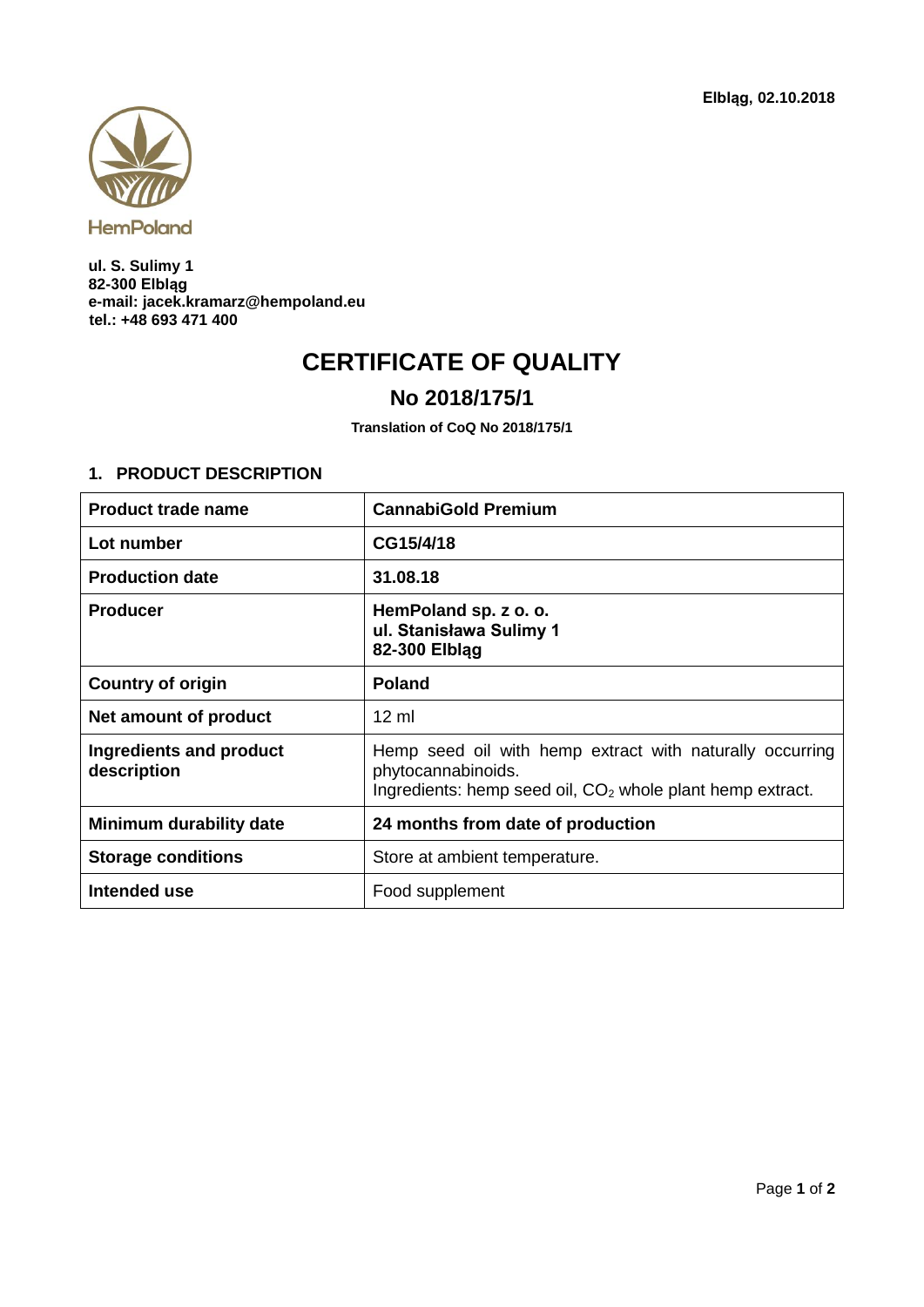**Elbląg, 02.10.2018**

HemPoland

**ul. S. Sulimy 1**
**82-300 Elbląg**
**e-mail: jacek.kramarz@hempoland.eu**
**tel.: +48 693 471 400**

# CERTIFICATE OF QUALITY

## No 2018/175/1

**Translation of CoQ No 2018/175/1**

### 1. PRODUCT DESCRIPTION

| | |
|---|---|
| **Product trade name** | **CannabiGold Premium** |
| **Lot number** | **CG15/4/18** |
| **Production date** | **31.08.18** |
| **Producer** | **HemPoland sp. z o. o.**<br>**ul. Stanisława Sulimy 1**<br>**82-300 Elbląg** |
| **Country of origin** | **Poland** |
| **Net amount of product** | 12 ml |
| **Ingredients and product description** | Hemp seed oil with hemp extract with naturally occurring phytocannabinoids.<br>Ingredients: hemp seed oil, $CO_2$ whole plant hemp extract. |
| **Minimum durability date** | **24 months from date of production** |
| **Storage conditions** | Store at ambient temperature. |
| **Intended use** | Food supplement |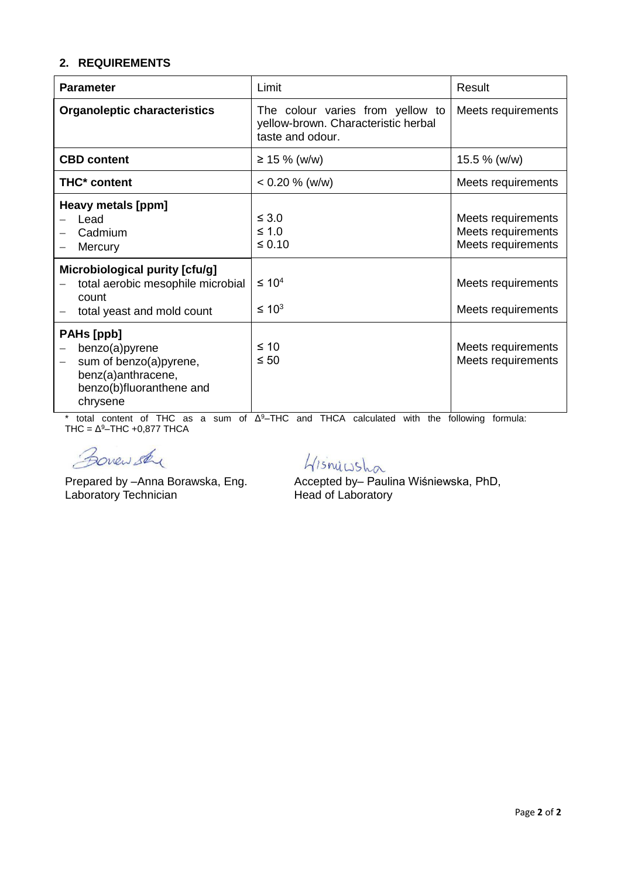## 2. REQUIREMENTS

| Parameter | Limit | Result |
| --- | --- | --- |
| **Organoleptic characteristics** | The colour varies from yellow to yellow-brown. Characteristic herbal taste and odour. | Meets requirements |
| **CBD content** | ≥ 15 % (w/w) | 15.5 % (w/w) |
| **THC* content** | < 0.20 % (w/w) | Meets requirements |
| **Heavy metals [ppm]** | | |
| – Lead | ≤ 3.0 | Meets requirements |
| – Cadmium | ≤ 1.0 | Meets requirements |
| – Mercury | ≤ 0.10 | Meets requirements |
| **Microbiological purity [cfu/g]** | | |
| – total aerobic mesophile microbial count | ≤ $10^4$ | Meets requirements |
| – total yeast and mold count | ≤ $10^3$ | Meets requirements |
| **PAHs [ppb]** | | |
| – benzo(a)pyrene | ≤ 10 | Meets requirements |
| – sum of benzo(a)pyrene, benz(a)anthracene, benzo(b)fluoranthene and chrysene | ≤ 50 | Meets requirements |

* total content of THC as a sum of $\Delta^9$–THC and THCA calculated with the following formula: THC = $\Delta^9$–THC +0,877 THCA

Prepared by –Anna Borawska, Eng.
Laboratory Technician

Accepted by– Paulina Wiśniewska, PhD,
Head of Laboratory